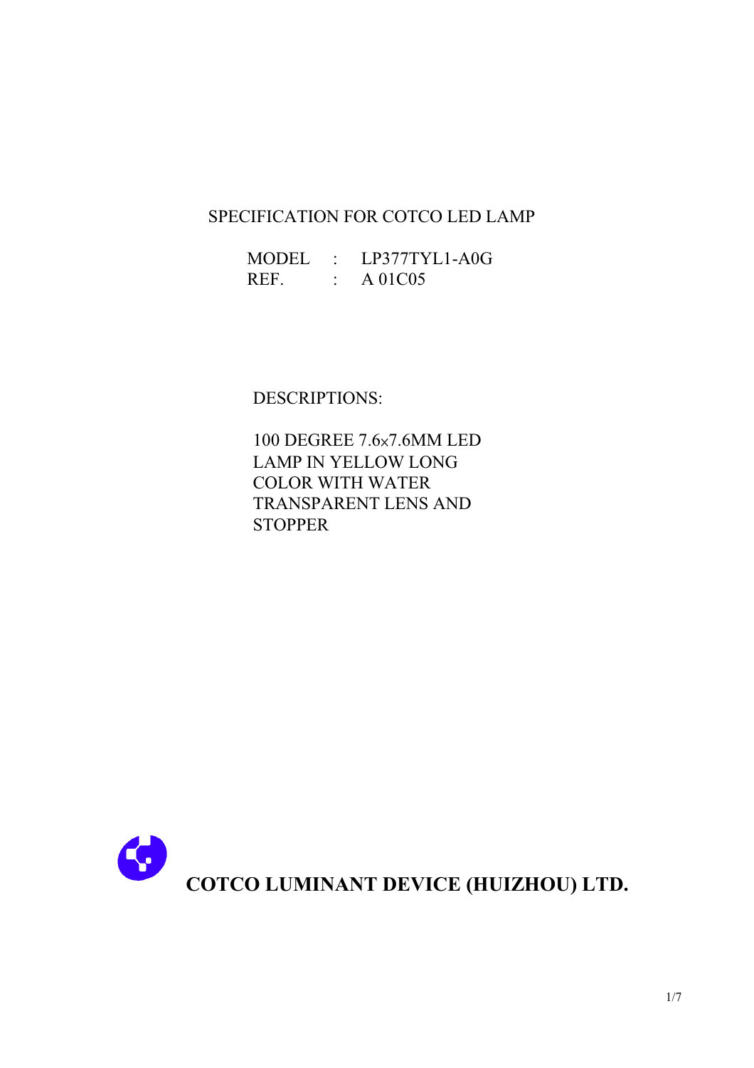# SPECIFICATION FOR COTCO LED LAMP

MODEL : LP377TYL1-A0G
REF. : A 01C05

DESCRIPTIONS:

100 DEGREE 7.6×7.6MM LED LAMP IN YELLOW LONG COLOR WITH WATER TRANSPARENT LENS AND STOPPER

**COTCO LUMINANT DEVICE (HUIZHOU) LTD.**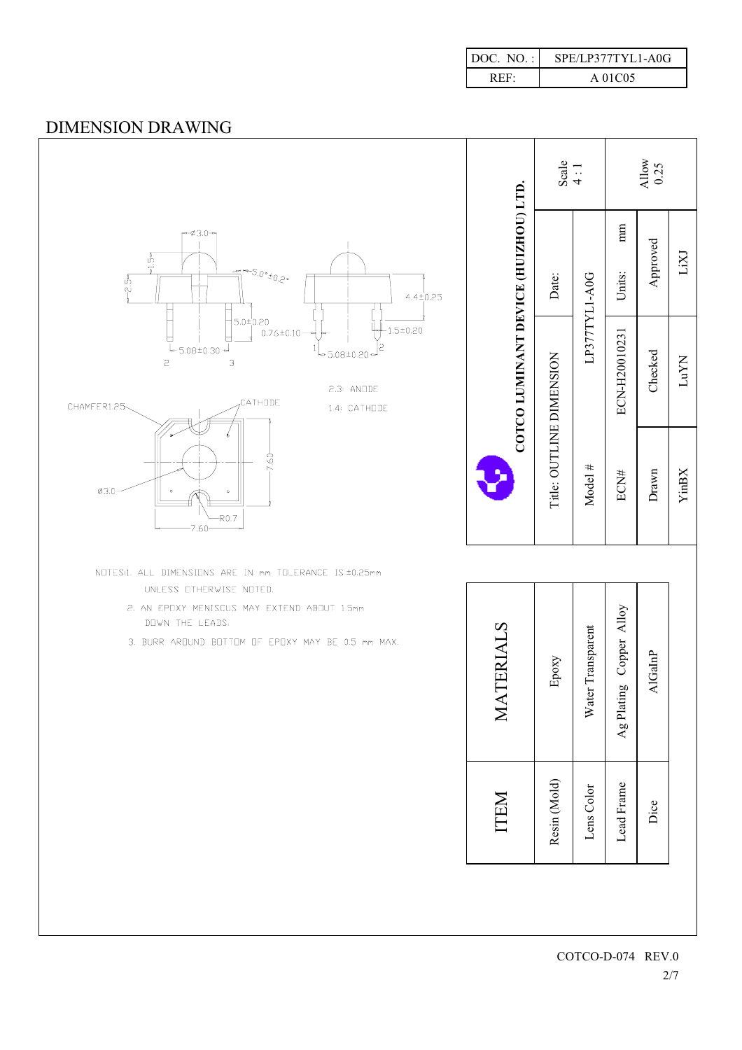| DOC. NO. : | SPE/LP377TYL1-A0G |
| --- | --- |
| REF: | A 01C05 |

## DIMENSION DRAWING

Ø3.0

1.5

2.5

5.0°±0.2°

4.4±0.25

5.0±0.20

0.76±0.10

1.5±0.20

5.08±0.30

5.08±0.20

1 2 3

2.3: ANODE

1.4: CATHODE

CHAMFER1.25

CATHODE

7.60

Ø3.0

R0.7

7.60

NOTES:1. ALL DIMENSIONS ARE IN mm TOLERANCE IS ±0.25mm UNLESS OTHERWISE NOTED.

2. AN EPOXY MENISCUS MAY EXTEND ABOUT 1.5mm DOWN THE LEADS.

3. BURR AROUND BOTTOM OF EPOXY MAY BE 0.5 mm MAX.

**COTCO LUMINANT DEVICE (HUIZHOU) LTD.**

| Title: OUTLINE DIMENSION | Date: | Scale 4 : 1 |
| --- | --- | --- |
| Model # | LP377TYL1-A0G | |
| ECN# | ECN-H20010231 | Units: mm |
| Drawn | Checked | Approved |
| YinBX | LuYN | LiXJ |
| | | Allow 0.25 |

| ITEM | MATERIALS |
| --- | --- |
| Resin (Mold) | Epoxy |
| Lens Color | Water Transparent |
| Lead Frame | Ag Plating Copper Alloy |
| Dice | AlGaInP |

COTCO-D-074 REV.0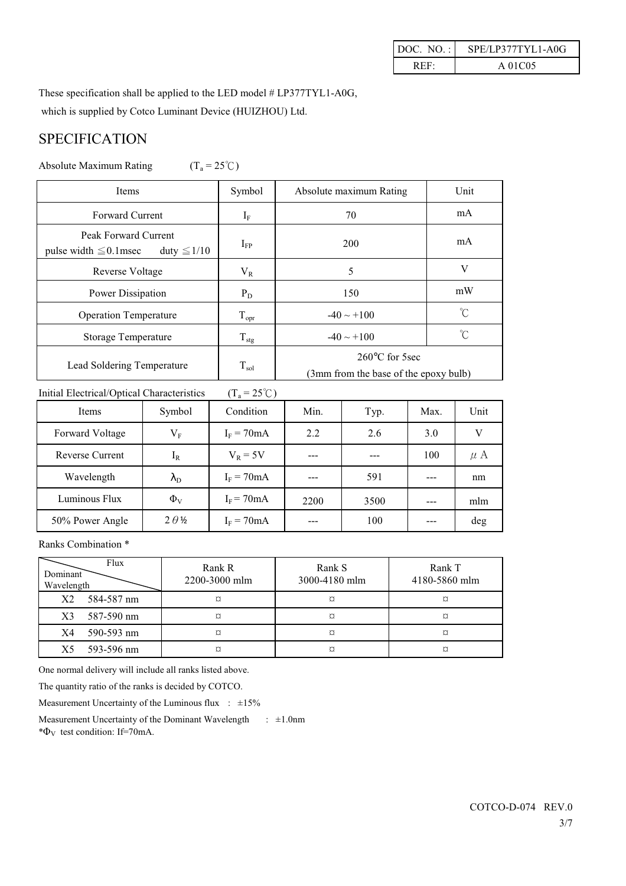| DOC. NO. : | SPE/LP377TYL1-A0G |
| --- | --- |
| REF: | A 01C05 |

These specification shall be applied to the LED model # LP377TYL1-A0G, which is supplied by Cotco Luminant Device (HUIZHOU) Ltd.

## SPECIFICATION

Absolute Maximum Rating ($T_a$ = 25℃)

| Items | Symbol | Absolute maximum Rating | Unit |
| --- | --- | --- | --- |
| Forward Current | $I_F$ | 70 | mA |
| Peak Forward Current pulse width ≦0.1msec duty ≦1/10 | $I_{FP}$ | 200 | mA |
| Reverse Voltage | $V_R$ | 5 | V |
| Power Dissipation | $P_D$ | 150 | mW |
| Operation Temperature | $T_{opr}$ | -40 ~ +100 | ℃ |
| Storage Temperature | $T_{stg}$ | -40 ~ +100 | ℃ |
| Lead Soldering Temperature | $T_{sol}$ | 260℃ for 5sec (3mm from the base of the epoxy bulb) | |

Initial Electrical/Optical Characteristics ($T_a$ = 25℃)

| Items | Symbol | Condition | Min. | Typ. | Max. | Unit |
| --- | --- | --- | --- | --- | --- | --- |
| Forward Voltage | $V_F$ | $I_F$ = 70mA | 2.2 | 2.6 | 3.0 | V |
| Reverse Current | $I_R$ | $V_R$ = 5V | --- | --- | 100 | μA |
| Wavelength | $\lambda_D$ | $I_F$ = 70mA | --- | 591 | --- | nm |
| Luminous Flux | $\Phi_V$ | $I_F$ = 70mA | 2200 | 3500 | --- | mlm |
| 50% Power Angle | $2\theta_{1/2}$ | $I_F$ = 70mA | --- | 100 | --- | deg |

Ranks Combination *

| Dominant Wavelength \ Flux | Rank R 2200-3000 mlm | Rank S 3000-4180 mlm | Rank T 4180-5860 mlm |
| --- | --- | --- | --- |
| X2 584-587 nm | ¤ | ¤ | ¤ |
| X3 587-590 nm | ¤ | ¤ | ¤ |
| X4 590-593 nm | ¤ | ¤ | ¤ |
| X5 593-596 nm | ¤ | ¤ | ¤ |

One normal delivery will include all ranks listed above.

The quantity ratio of the ranks is decided by COTCO.

Measurement Uncertainty of the Luminous flux : ±15%

Measurement Uncertainty of the Dominant Wavelength : ±1.0nm

*$\Phi_V$ test condition: If=70mA.

COTCO-D-074 REV.0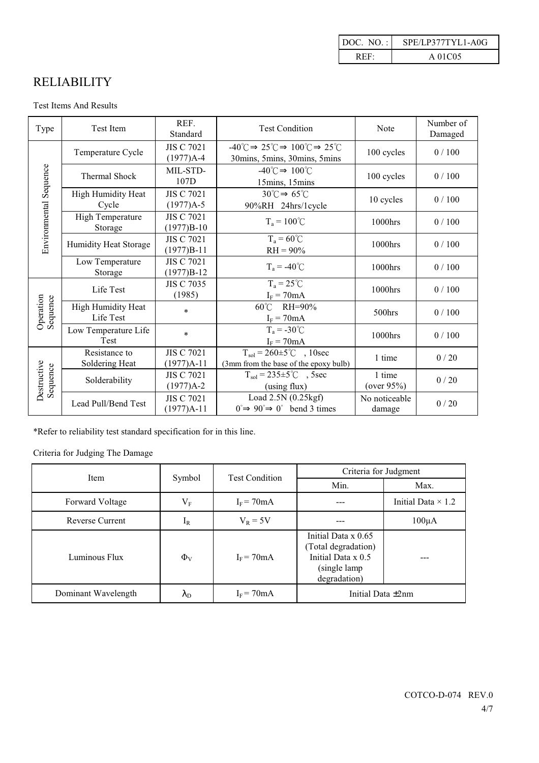| DOC. NO. : | SPE/LP377TYL1-A0G |
| --- | --- |
| REF: | A 01C05 |

# RELIABILITY

Test Items And Results

| Type | Test Item | REF. Standard | Test Condition | Note | Number of Damaged |
| --- | --- | --- | --- | --- | --- |
| Environmental Sequence | Temperature Cycle | JIS C 7021 (1977)A-4 | -40℃⇒ 25℃⇒ 100℃⇒ 25℃ 30mins, 5mins, 30mins, 5mins | 100 cycles | 0 / 100 |
| | Thermal Shock | MIL-STD-107D | -40℃⇒ 100℃ 15mins, 15mins | 100 cycles | 0 / 100 |
| | High Humidity Heat Cycle | JIS C 7021 (1977)A-5 | 30℃⇒ 65℃ 90%RH 24hrs/1cycle | 10 cycles | 0 / 100 |
| | High Temperature Storage | JIS C 7021 (1977)B-10 | $T_a$ = 100℃ | 1000hrs | 0 / 100 |
| | Humidity Heat Storage | JIS C 7021 (1977)B-11 | $T_a$ = 60℃ RH = 90% | 1000hrs | 0 / 100 |
| | Low Temperature Storage | JIS C 7021 (1977)B-12 | $T_a$ = -40℃ | 1000hrs | 0 / 100 |
| Operation Sequence | Life Test | JIS C 7035 (1985) | $T_a$ = 25℃ $I_F$ = 70mA | 1000hrs | 0 / 100 |
| | High Humidity Heat Life Test | * | 60℃ RH=90% $I_F$ = 70mA | 500hrs | 0 / 100 |
| | Low Temperature Life Test | * | $T_a$ = -30℃ $I_F$ = 70mA | 1000hrs | 0 / 100 |
| Destructive Sequence | Resistance to Soldering Heat | JIS C 7021 (1977)A-11 | $T_{sol}$ = 260±5℃ , 10sec (3mm from the base of the epoxy bulb) | 1 time | 0 / 20 |
| | Solderability | JIS C 7021 (1977)A-2 | $T_{sol}$ = 235±5℃ , 5sec (using flux) | 1 time (over 95%) | 0 / 20 |
| | Lead Pull/Bend Test | JIS C 7021 (1977)A-11 | Load 2.5N (0.25kgf) 0°⇒ 90°⇒ 0° bend 3 times | No noticeable damage | 0 / 20 |

*Refer to reliability test standard specification for in this line.

Criteria for Judging The Damage

| Item | Symbol | Test Condition | Criteria for Judgment | |
| --- | --- | --- | --- | --- |
| | | | Min. | Max. |
| Forward Voltage | $V_F$ | $I_F$ = 70mA | --- | Initial Data × 1.2 |
| Reverse Current | $I_R$ | $V_R$ = 5V | --- | 100μA |
| Luminous Flux | $\Phi_V$ | $I_F$ = 70mA | Initial Data x 0.65 (Total degradation) Initial Data x 0.5 (single lamp degradation) | --- |
| Dominant Wavelength | $\lambda_D$ | $I_F$ = 70mA | Initial Data ±2nm | |

COTCO-D-074 REV.0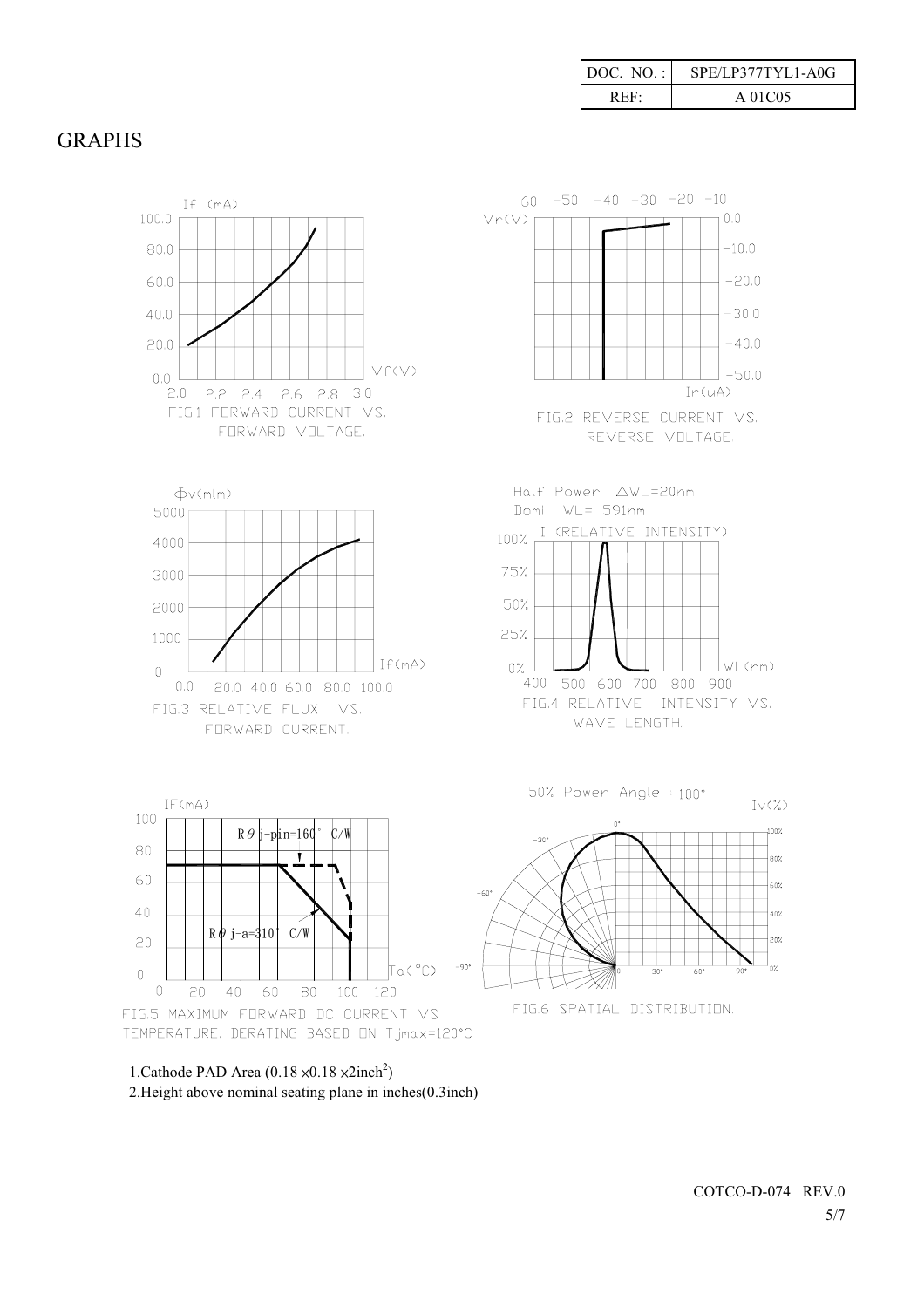| DOC. NO. : | SPE/LP377TYL1-A0G |
| --- | --- |
| REF: | A 01C05 |

# GRAPHS

FIG.1 FORWARD CURRENT VS. FORWARD VOLTAGE.

FIG.2 REVERSE CURRENT VS. REVERSE VOLTAGE.

FIG.3 RELATIVE FLUX VS. FORWARD CURRENT.

Half Power ΔWL=20nm
Domi WL= 591nm

FIG.4 RELATIVE INTENSITY VS. WAVE LENGTH.

Rθ j-pin=160° C/W
Rθ j-a=310° C/W

FIG.5 MAXIMUM FORWARD DC CURRENT VS TEMPERATURE. DERATING BASED ON Tjmax=120°C

50% Power Angle : 100°

FIG.6 SPATIAL DISTRIBUTION.

1. Cathode PAD Area ($0.18 \times 0.18 \times 2 \text{inch}^2$)
2. Height above nominal seating plane in inches(0.3inch)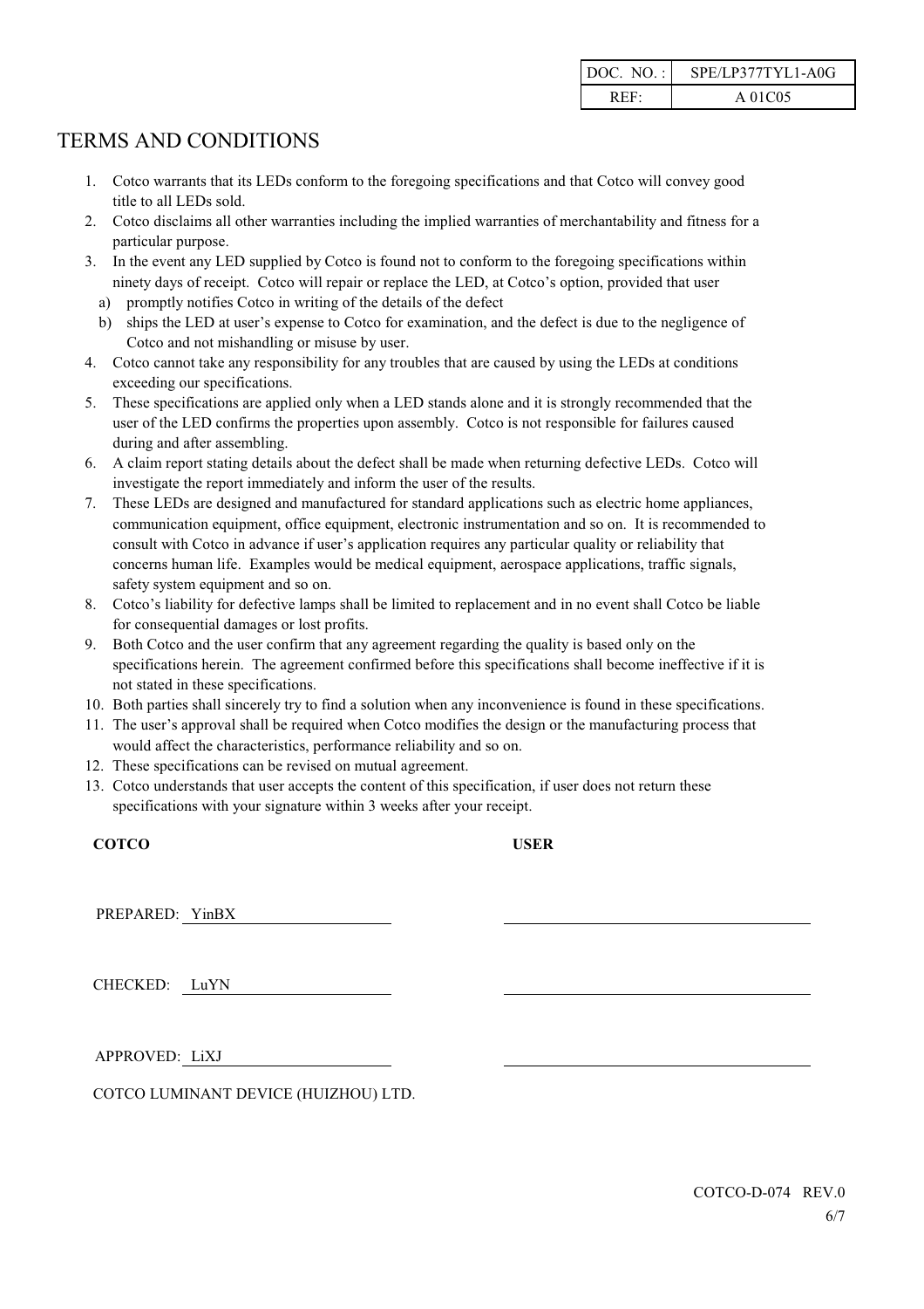| DOC. NO. : | SPE/LP377TYL1-A0G |
|---|---|
| REF: | A 01C05 |

# TERMS AND CONDITIONS

1. Cotco warrants that its LEDs conform to the foregoing specifications and that Cotco will convey good title to all LEDs sold.
2. Cotco disclaims all other warranties including the implied warranties of merchantability and fitness for a particular purpose.
3. In the event any LED supplied by Cotco is found not to conform to the foregoing specifications within ninety days of receipt. Cotco will repair or replace the LED, at Cotco's option, provided that user
   a) promptly notifies Cotco in writing of the details of the defect
   b) ships the LED at user's expense to Cotco for examination, and the defect is due to the negligence of Cotco and not mishandling or misuse by user.
4. Cotco cannot take any responsibility for any troubles that are caused by using the LEDs at conditions exceeding our specifications.
5. These specifications are applied only when a LED stands alone and it is strongly recommended that the user of the LED confirms the properties upon assembly. Cotco is not responsible for failures caused during and after assembling.
6. A claim report stating details about the defect shall be made when returning defective LEDs. Cotco will investigate the report immediately and inform the user of the results.
7. These LEDs are designed and manufactured for standard applications such as electric home appliances, communication equipment, office equipment, electronic instrumentation and so on. It is recommended to consult with Cotco in advance if user's application requires any particular quality or reliability that concerns human life. Examples would be medical equipment, aerospace applications, traffic signals, safety system equipment and so on.
8. Cotco's liability for defective lamps shall be limited to replacement and in no event shall Cotco be liable for consequential damages or lost profits.
9. Both Cotco and the user confirm that any agreement regarding the quality is based only on the specifications herein. The agreement confirmed before this specifications shall become ineffective if it is not stated in these specifications.
10. Both parties shall sincerely try to find a solution when any inconvenience is found in these specifications.
11. The user's approval shall be required when Cotco modifies the design or the manufacturing process that would affect the characteristics, performance reliability and so on.
12. These specifications can be revised on mutual agreement.
13. Cotco understands that user accepts the content of this specification, if user does not return these specifications with your signature within 3 weeks after your receipt.

| **COTCO** | **USER** |
|---|---|
| PREPARED: YinBX | ______________________ |
| CHECKED: LuYN | ______________________ |
| APPROVED: LiXJ | ______________________ |

COTCO LUMINANT DEVICE (HUIZHOU) LTD.

COTCO-D-074 REV.0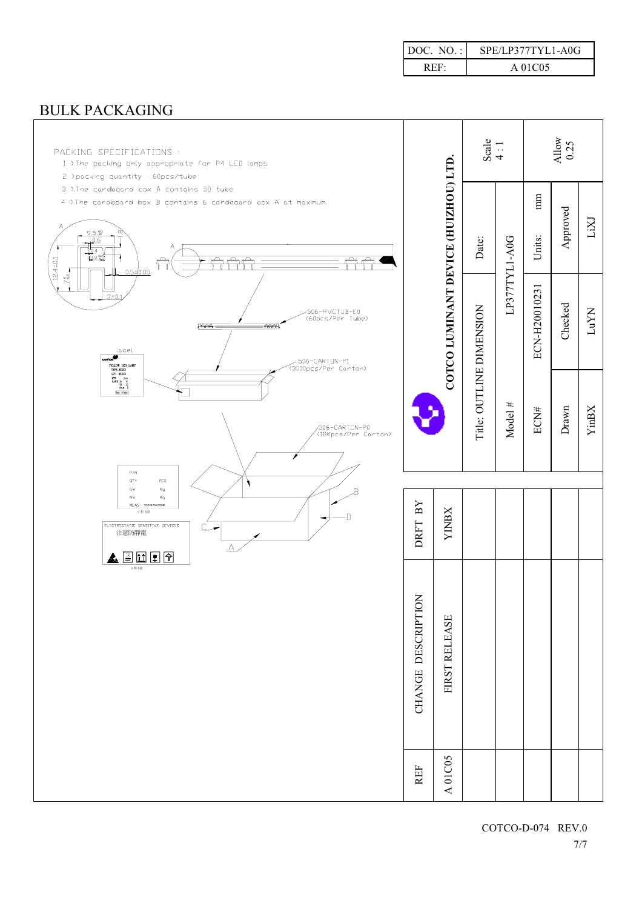| DOC. NO. : | SPE/LP377TYL1-A0G |
| --- | --- |
| REF: | A 01C05 |

# BULK PACKAGING

PACKING SPECIFICATIONS :

1 ).The packing only appropriate for P4 LED lamps

2 ).packing quantity : 60pcs/tube

3 ).The cardboard box A contains 50 tube

4 ).The cardboard box B contains 6 cardboard box A at maximum.

506-PVCTUB-E0 (60pcs/Per Tube)

506-CARTON-P1 (3000pcs/Per Carton)

506-CARTON-P0 (18Kpcs/Per Carton)

label

ELECTROSTATIC SENSITIVE DEVICES 注意防靜電

COTCO LUMINANT DEVICE (HUIZHOU) LTD.

| | | | |
| --- | --- | --- | --- |
| Title: OUTLINE DIMENSION | | Date: | Scale 4 : 1 |
| Model # | LP377TYL1-A0G | | |
| ECN# | ECN-H20010231 | Units: mm | Allow 0.25 |
| Drawn | Checked | Approved | |
| YinBX | LuYN | LiXJ | |

| REF | CHANGE DESCRIPTION | DRFT BY |
| --- | --- | --- |
| A 01C05 | FIRST RELEASE | YINBX |

COTCO-D-074 REV.0